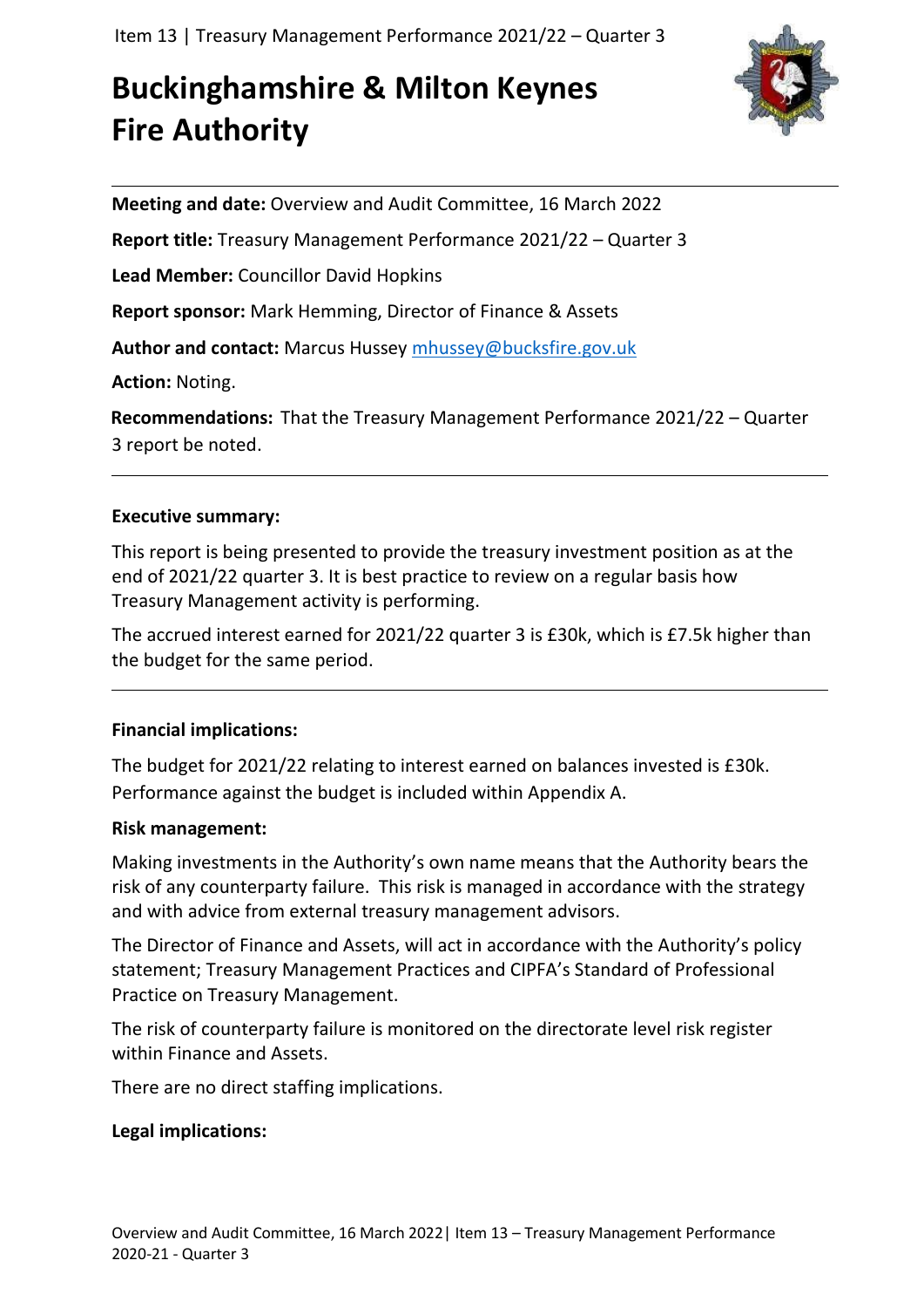# Buckinghamshire & Milton Keynes Fire Authority

**Meeting and date:** Overview and Audit Committee, 16 March 2022

**Report title:** Treasury Management Performance 2021/22 – Quarter 3

**Lead Member:** Councillor David Hopkins

**Report sponsor:** Mark Hemming, Director of Finance & Assets

**Author and contact:** Marcus Hussey mhussey@bucksfire.gov.uk

**Action:** Noting.

**Recommendations:** That the Treasury Management Performance 2021/22 – Quarter 3 report be noted.

---

**Executive summary:**

This report is being presented to provide the treasury investment position as at the end of 2021/22 quarter 3. It is best practice to review on a regular basis how Treasury Management activity is performing.

The accrued interest earned for 2021/22 quarter 3 is £30k, which is £7.5k higher than the budget for the same period.

---

**Financial implications:**

The budget for 2021/22 relating to interest earned on balances invested is £30k. Performance against the budget is included within Appendix A.

**Risk management:**

Making investments in the Authority's own name means that the Authority bears the risk of any counterparty failure. This risk is managed in accordance with the strategy and with advice from external treasury management advisors.

The Director of Finance and Assets, will act in accordance with the Authority's policy statement; Treasury Management Practices and CIPFA's Standard of Professional Practice on Treasury Management.

The risk of counterparty failure is monitored on the directorate level risk register within Finance and Assets.

There are no direct staffing implications.

**Legal implications:**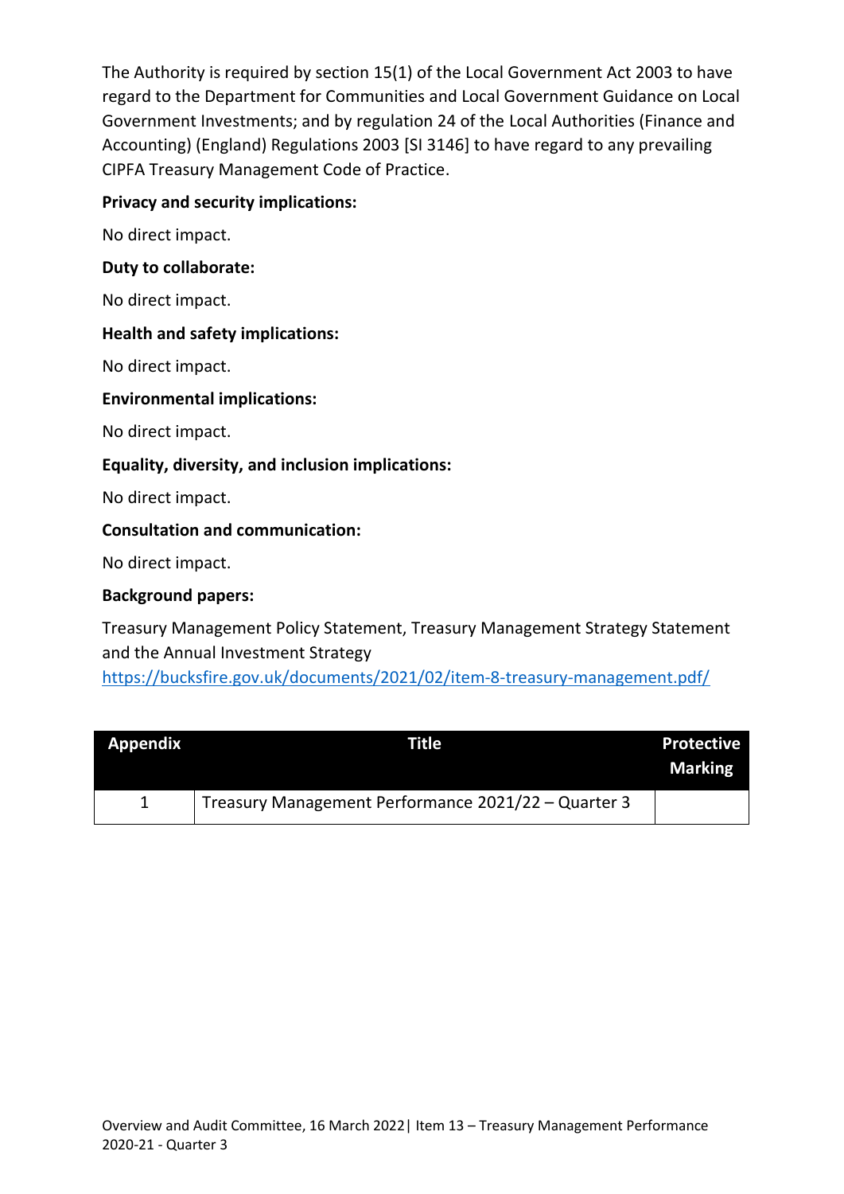The Authority is required by section 15(1) of the Local Government Act 2003 to have regard to the Department for Communities and Local Government Guidance on Local Government Investments; and by regulation 24 of the Local Authorities (Finance and Accounting) (England) Regulations 2003 [SI 3146] to have regard to any prevailing CIPFA Treasury Management Code of Practice.

**Privacy and security implications:**

No direct impact.

**Duty to collaborate:**

No direct impact.

**Health and safety implications:**

No direct impact.

**Environmental implications:**

No direct impact.

**Equality, diversity, and inclusion implications:**

No direct impact.

**Consultation and communication:**

No direct impact.

**Background papers:**

Treasury Management Policy Statement, Treasury Management Strategy Statement and the Annual Investment Strategy
https://bucksfire.gov.uk/documents/2021/02/item-8-treasury-management.pdf/

| Appendix | Title | Protective Marking |
|---|---|---|
| 1 | Treasury Management Performance 2021/22 – Quarter 3 | |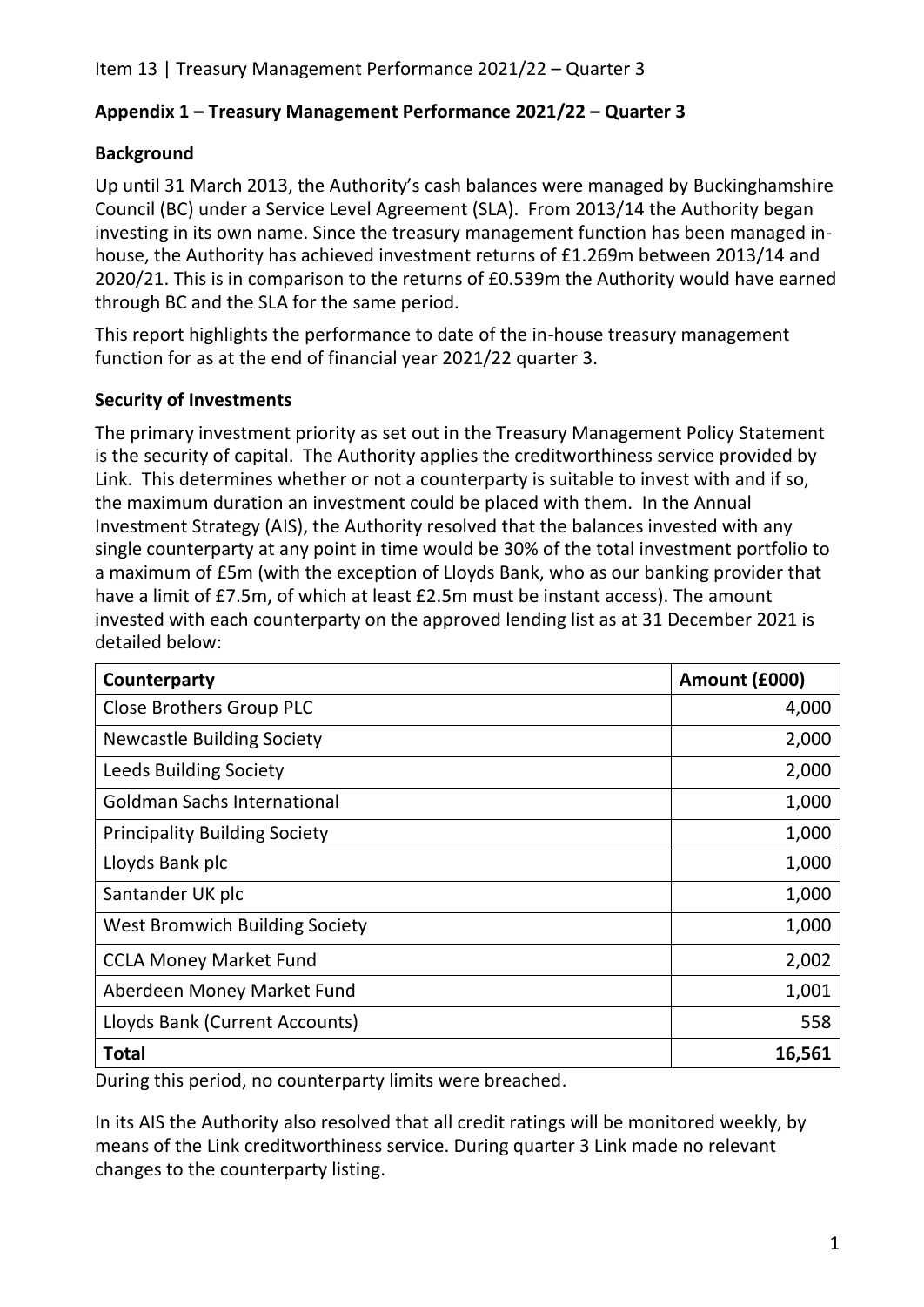## Appendix 1 – Treasury Management Performance 2021/22 – Quarter 3

### Background

Up until 31 March 2013, the Authority's cash balances were managed by Buckinghamshire Council (BC) under a Service Level Agreement (SLA). From 2013/14 the Authority began investing in its own name. Since the treasury management function has been managed in-house, the Authority has achieved investment returns of £1.269m between 2013/14 and 2020/21. This is in comparison to the returns of £0.539m the Authority would have earned through BC and the SLA for the same period.

This report highlights the performance to date of the in-house treasury management function for as at the end of financial year 2021/22 quarter 3.

### Security of Investments

The primary investment priority as set out in the Treasury Management Policy Statement is the security of capital. The Authority applies the creditworthiness service provided by Link. This determines whether or not a counterparty is suitable to invest with and if so, the maximum duration an investment could be placed with them. In the Annual Investment Strategy (AIS), the Authority resolved that the balances invested with any single counterparty at any point in time would be 30% of the total investment portfolio to a maximum of £5m (with the exception of Lloyds Bank, who as our banking provider that have a limit of £7.5m, of which at least £2.5m must be instant access). The amount invested with each counterparty on the approved lending list as at 31 December 2021 is detailed below:

| Counterparty | Amount (£000) |
|---|---|
| Close Brothers Group PLC | 4,000 |
| Newcastle Building Society | 2,000 |
| Leeds Building Society | 2,000 |
| Goldman Sachs International | 1,000 |
| Principality Building Society | 1,000 |
| Lloyds Bank plc | 1,000 |
| Santander UK plc | 1,000 |
| West Bromwich Building Society | 1,000 |
| CCLA Money Market Fund | 2,002 |
| Aberdeen Money Market Fund | 1,001 |
| Lloyds Bank (Current Accounts) | 558 |
| **Total** | **16,561** |

During this period, no counterparty limits were breached.

In its AIS the Authority also resolved that all credit ratings will be monitored weekly, by means of the Link creditworthiness service. During quarter 3 Link made no relevant changes to the counterparty listing.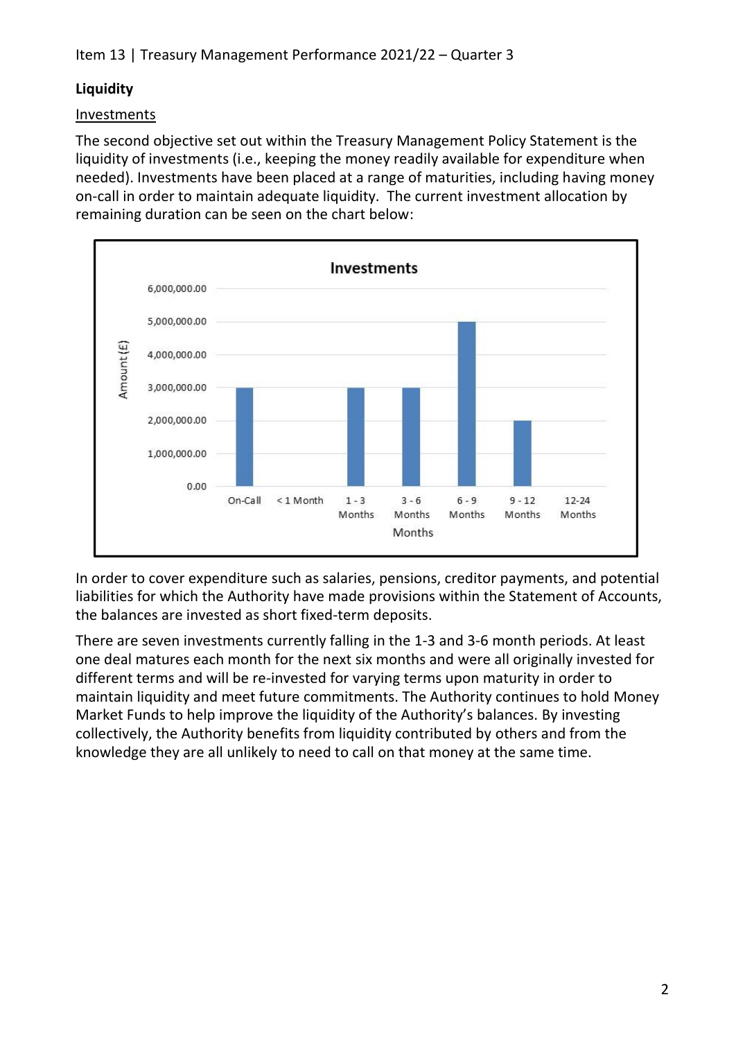## Liquidity

### Investments

The second objective set out within the Treasury Management Policy Statement is the liquidity of investments (i.e., keeping the money readily available for expenditure when needed). Investments have been placed at a range of maturities, including having money on-call in order to maintain adequate liquidity. The current investment allocation by remaining duration can be seen on the chart below:

In order to cover expenditure such as salaries, pensions, creditor payments, and potential liabilities for which the Authority have made provisions within the Statement of Accounts, the balances are invested as short fixed-term deposits.

There are seven investments currently falling in the 1-3 and 3-6 month periods. At least one deal matures each month for the next six months and were all originally invested for different terms and will be re-invested for varying terms upon maturity in order to maintain liquidity and meet future commitments. The Authority continues to hold Money Market Funds to help improve the liquidity of the Authority's balances. By investing collectively, the Authority benefits from liquidity contributed by others and from the knowledge they are all unlikely to need to call on that money at the same time.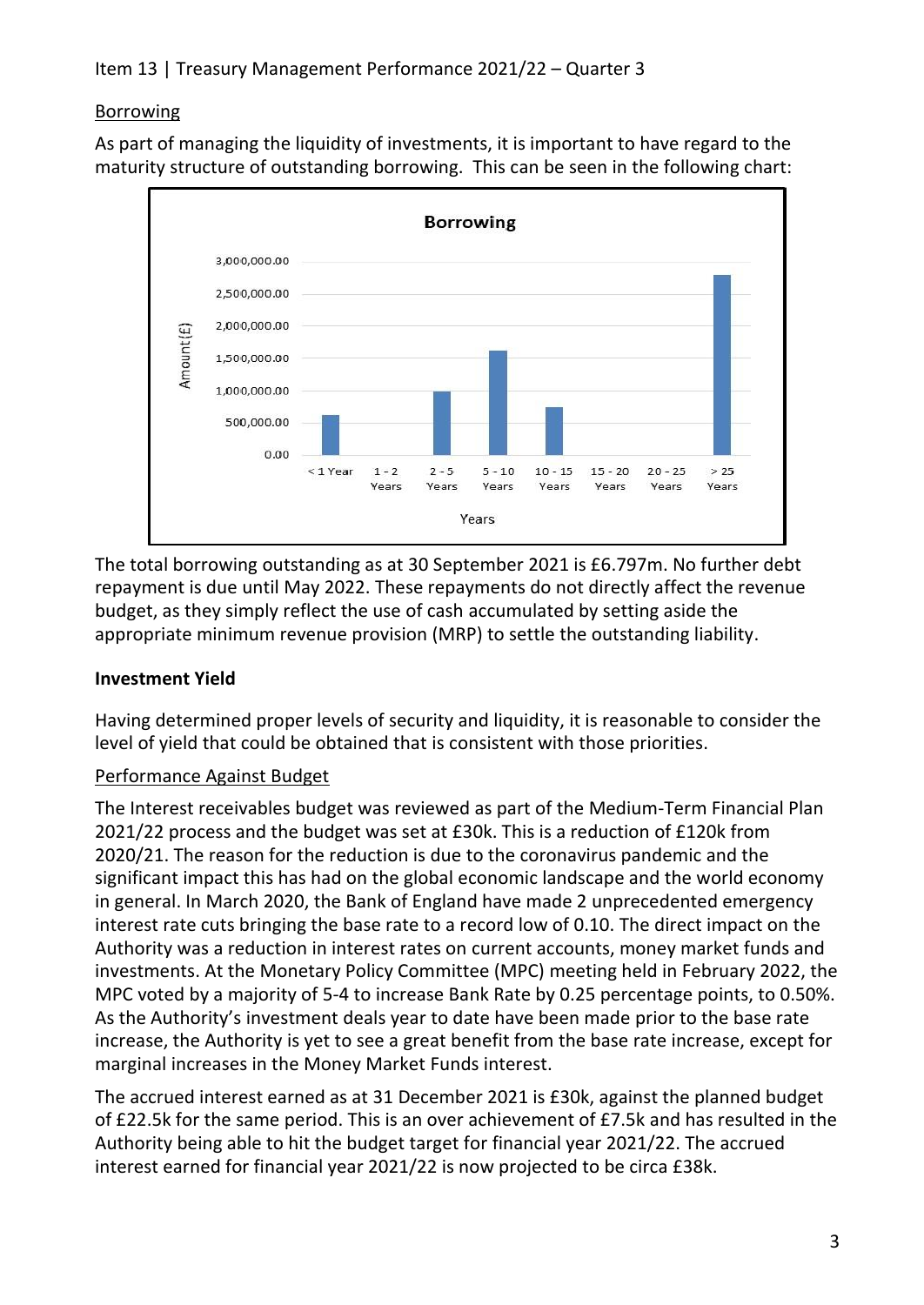Item 13 | Treasury Management Performance 2021/22 – Quarter 3

Borrowing

As part of managing the liquidity of investments, it is important to have regard to the maturity structure of outstanding borrowing. This can be seen in the following chart:

The total borrowing outstanding as at 30 September 2021 is £6.797m. No further debt repayment is due until May 2022. These repayments do not directly affect the revenue budget, as they simply reflect the use of cash accumulated by setting aside the appropriate minimum revenue provision (MRP) to settle the outstanding liability.

**Investment Yield**

Having determined proper levels of security and liquidity, it is reasonable to consider the level of yield that could be obtained that is consistent with those priorities.

Performance Against Budget

The Interest receivables budget was reviewed as part of the Medium-Term Financial Plan 2021/22 process and the budget was set at £30k. This is a reduction of £120k from 2020/21. The reason for the reduction is due to the coronavirus pandemic and the significant impact this has had on the global economic landscape and the world economy in general. In March 2020, the Bank of England have made 2 unprecedented emergency interest rate cuts bringing the base rate to a record low of 0.10. The direct impact on the Authority was a reduction in interest rates on current accounts, money market funds and investments. At the Monetary Policy Committee (MPC) meeting held in February 2022, the MPC voted by a majority of 5-4 to increase Bank Rate by 0.25 percentage points, to 0.50%. As the Authority's investment deals year to date have been made prior to the base rate increase, the Authority is yet to see a great benefit from the base rate increase, except for marginal increases in the Money Market Funds interest.

The accrued interest earned as at 31 December 2021 is £30k, against the planned budget of £22.5k for the same period. This is an over achievement of £7.5k and has resulted in the Authority being able to hit the budget target for financial year 2021/22. The accrued interest earned for financial year 2021/22 is now projected to be circa £38k.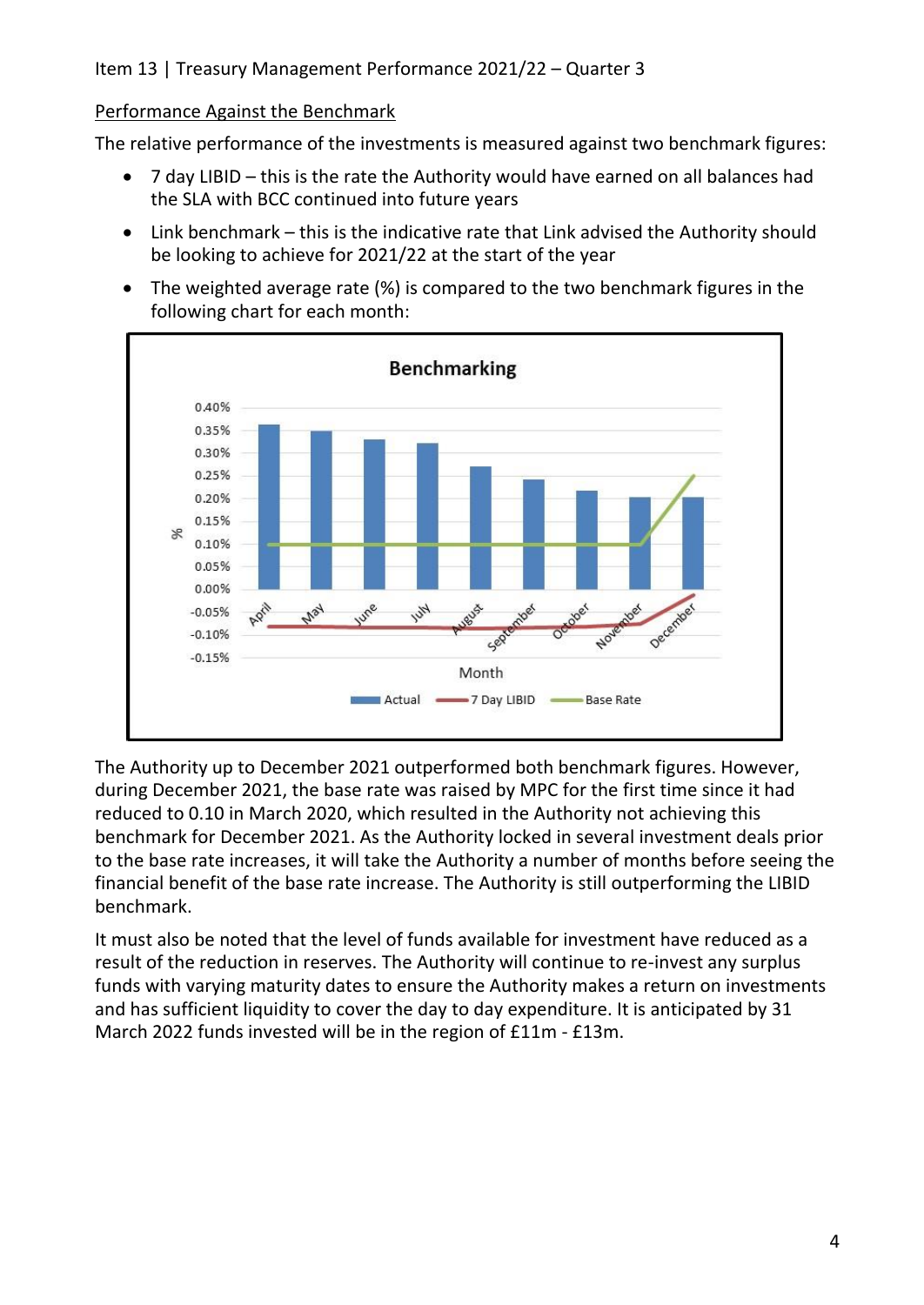Item 13 | Treasury Management Performance 2021/22 – Quarter 3

Performance Against the Benchmark

The relative performance of the investments is measured against two benchmark figures:

- 7 day LIBID – this is the rate the Authority would have earned on all balances had the SLA with BCC continued into future years
- Link benchmark – this is the indicative rate that Link advised the Authority should be looking to achieve for 2021/22 at the start of the year
- The weighted average rate (%) is compared to the two benchmark figures in the following chart for each month:

Benchmarking

0.40%
0.35%
0.30%
0.25%
0.20%
0.15%
0.10%
0.05%
0.00%
-0.05%
-0.10%
-0.15%

%

April
May
June
July
August
September
October
November
December

Month

Actual
7 Day LIBID
Base Rate

The Authority up to December 2021 outperformed both benchmark figures. However, during December 2021, the base rate was raised by MPC for the first time since it had reduced to 0.10 in March 2020, which resulted in the Authority not achieving this benchmark for December 2021. As the Authority locked in several investment deals prior to the base rate increases, it will take the Authority a number of months before seeing the financial benefit of the base rate increase. The Authority is still outperforming the LIBID benchmark.

It must also be noted that the level of funds available for investment have reduced as a result of the reduction in reserves. The Authority will continue to re-invest any surplus funds with varying maturity dates to ensure the Authority makes a return on investments and has sufficient liquidity to cover the day to day expenditure. It is anticipated by 31 March 2022 funds invested will be in the region of £11m - £13m.